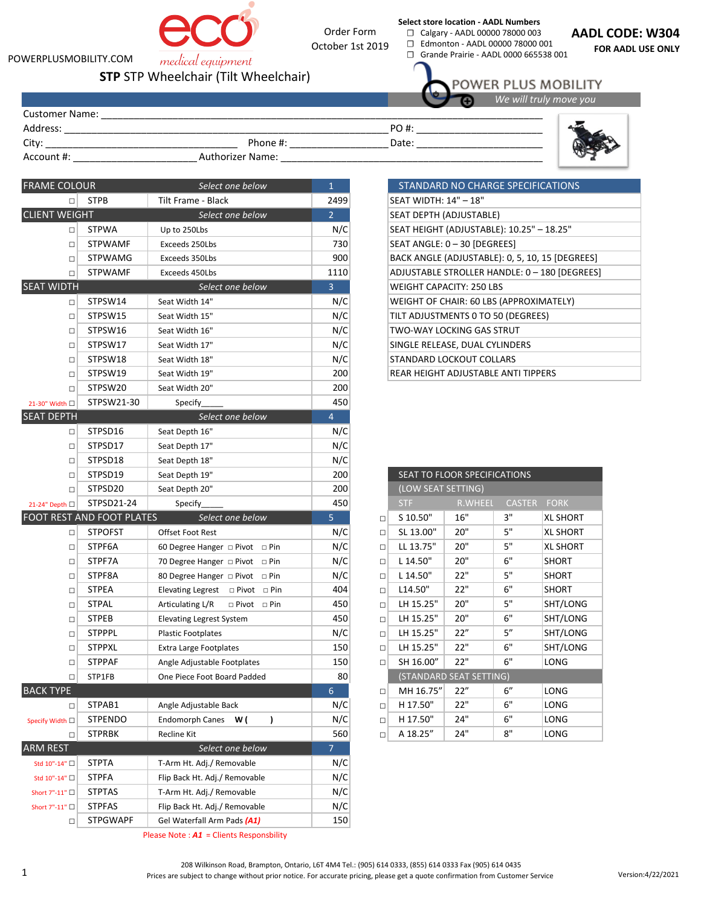POWERPLUSMOBILITY.COM

eco medical equipment

**STP** STP Wheelchair (Tilt Wheelchair)

Order Form
October 1st 2019

**Select store location - AADL Numbers**

- ☐ Calgary - AADL 00000 78000 003
- ☐ Edmonton - AADL 00000 78000 001
- ☐ Grande Prairie - AADL 0000 665538 001

**AADL CODE: W304**
**FOR AADL USE ONLY**

POWER PLUS MOBILITY
*We will truly move you*

Customer Name: ______________________________

Address: ______________________________ PO #: ____________________

City: ____________________ Phone #: ____________________ Date: ____________________

Account #: ____________________ Authorizer Name: ______________________________

| | Code | Description | Price |
|---|---|---|---|
| **FRAME COLOUR** | | *Select one below* | 1 |
| □ | STPB | Tilt Frame - Black | 2499 |
| **CLIENT WEIGHT** | | *Select one below* | 2 |
| □ | STPWA | Up to 250Lbs | N/C |
| □ | STPWAMF | Exceeds 250Lbs | 730 |
| □ | STPWAMG | Exceeds 350Lbs | 900 |
| □ | STPWAMF | Exceeds 450Lbs | 1110 |
| **SEAT WIDTH** | | *Select one below* | 3 |
| □ | STPSW14 | Seat Width 14" | N/C |
| □ | STPSW15 | Seat Width 15" | N/C |
| □ | STPSW16 | Seat Width 16" | N/C |
| □ | STPSW17 | Seat Width 17" | N/C |
| □ | STPSW18 | Seat Width 18" | N/C |
| □ | STPSW19 | Seat Width 19" | 200 |
| □ | STPSW20 | Seat Width 20" | 200 |
| 21-30" Width □ | STPSW21-30 | Specify_____ | 450 |
| **SEAT DEPTH** | | *Select one below* | 4 |
| □ | STPSD16 | Seat Depth 16" | N/C |
| □ | STPSD17 | Seat Depth 17" | N/C |
| □ | STPSD18 | Seat Depth 18" | N/C |
| □ | STPSD19 | Seat Depth 19" | 200 |
| □ | STPSD20 | Seat Depth 20" | 200 |
| 21-24" Depth □ | STPSD21-24 | Specify_____ | 450 |
| **FOOT REST AND FOOT PLATES** | | *Select one below* | 5 |
| □ | STPOFST | Offset Foot Rest | N/C |
| □ | STPF6A | 60 Degree Hanger □ Pivot □ Pin | N/C |
| □ | STPF7A | 70 Degree Hanger □ Pivot □ Pin | N/C |
| □ | STPF8A | 80 Degree Hanger □ Pivot □ Pin | N/C |
| □ | STPEA | Elevating Legrest □ Pivot □ Pin | 404 |
| □ | STPAL | Articulating L/R □ Pivot □ Pin | 450 |
| □ | STPEB | Elevating Legrest System | 450 |
| □ | STPPPL | Plastic Footplates | N/C |
| □ | STPPXL | Extra Large Footplates | 150 |
| □ | STPPAF | Angle Adjustable Footplates | 150 |
| □ | STP1FB | One Piece Foot Board Padded | 80 |
| **BACK TYPE** | | | 6 |
| □ | STPAB1 | Angle Adjustable Back | N/C |
| Specify Width □ | STPENDO | Endomorph Canes **W ( )** | N/C |
| □ | STPRBK | Recline Kit | 560 |
| **ARM REST** | | *Select one below* | 7 |
| Std 10"-14" □ | STPTA | T-Arm Ht. Adj./ Removable | N/C |
| Std 10"-14" □ | STPFA | Flip Back Ht. Adj./ Removable | N/C |
| Short 7"-11" □ | STPTAS | T-Arm Ht. Adj./ Removable | N/C |
| Short 7"-11" □ | STPFAS | Flip Back Ht. Adj./ Removable | N/C |
| □ | STPGWAPF | Gel Waterfall Arm Pads ***(A1)*** | 150 |

Please Note : ***A1*** = Clients Responsbility

| STANDARD NO CHARGE SPECIFICATIONS |
|---|
| SEAT WIDTH: 14" – 18" |
| SEAT DEPTH (ADJUSTABLE) |
| SEAT HEIGHT (ADJUSTABLE): 10.25" – 18.25" |
| SEAT ANGLE: 0 – 30 [DEGREES] |
| BACK ANGLE (ADJUSTABLE): 0, 5, 10, 15 [DEGREES] |
| ADJUSTABLE STROLLER HANDLE: 0 – 180 [DEGREES] |
| WEIGHT CAPACITY: 250 LBS |
| WEIGHT OF CHAIR: 60 LBS (APPROXIMATELY) |
| TILT ADJUSTMENTS 0 TO 50 (DEGREES) |
| TWO-WAY LOCKING GAS STRUT |
| SINGLE RELEASE, DUAL CYLINDERS |
| STANDARD LOCKOUT COLLARS |
| REAR HEIGHT ADJUSTABLE ANTI TIPPERS |

| | SEAT TO FLOOR SPECIFICATIONS | | | |
|---|---|---|---|---|
| | (LOW SEAT SETTING) | | | |
| | STF | R.WHEEL | CASTER | FORK |
| □ | S 10.50" | 16" | 3" | XL SHORT |
| □ | SL 13.00" | 20" | 5" | XL SHORT |
| □ | LL 13.75" | 20" | 5" | XL SHORT |
| □ | L 14.50" | 20" | 6" | SHORT |
| □ | L 14.50" | 22" | 5" | SHORT |
| □ | L14.50" | 22" | 6" | SHORT |
| □ | LH 15.25" | 20" | 5" | SHT/LONG |
| □ | LH 15.25" | 20" | 6" | SHT/LONG |
| □ | LH 15.25" | 22" | 5" | SHT/LONG |
| □ | LH 15.25" | 22" | 6" | SHT/LONG |
| □ | SH 16.00" | 22" | 6" | LONG |
| | (STANDARD SEAT SETTING) | | | |
| □ | MH 16.75" | 22" | 6" | LONG |
| □ | H 17.50" | 22" | 6" | LONG |
| □ | H 17.50" | 24" | 6" | LONG |
| □ | A 18.25" | 24" | 8" | LONG |

208 Wilkinson Road, Brampton, Ontario, L6T 4M4 Tel.: (905) 614 0333, (855) 614 0333 Fax (905) 614 0435
Prices are subject to change without prior notice. For accurate pricing, please get a quote confirmation from Customer Service

Version:4/22/2021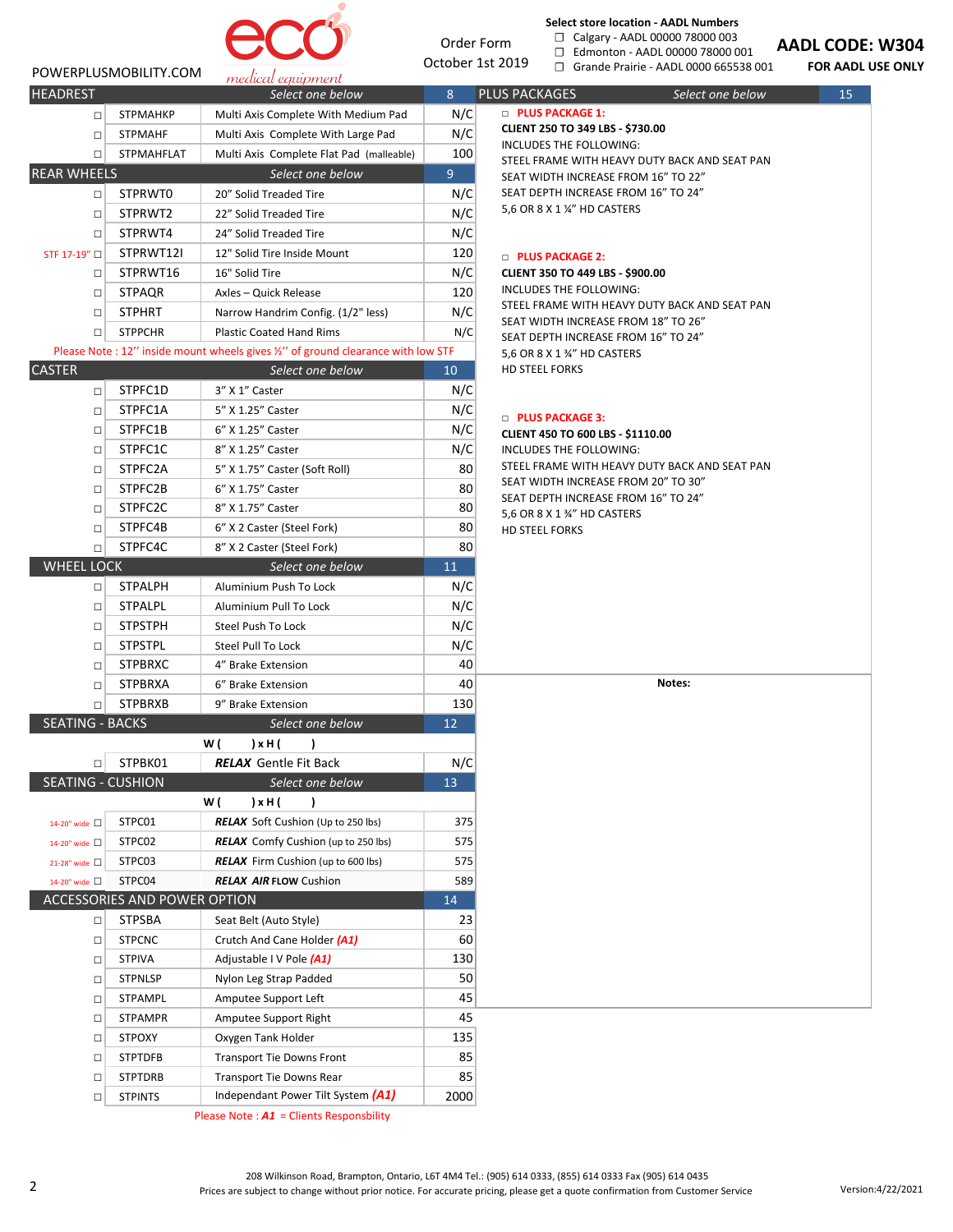POWERPLUSMOBILITY.COM

eco medical equipment

Order Form
October 1st 2019

**Select store location - AADL Numbers**

- ☐ Calgary - AADL 00000 78000 003
- ☐ Edmonton - AADL 00000 78000 001
- ☐ Grande Prairie - AADL 0000 665538 001

**AADL CODE: W304**
**FOR AADL USE ONLY**

| | Code | Description | Price |
|---|---|---|---|
| **HEADREST** | | *Select one below* | **8** |
| ☐ | STPMAHKP | Multi Axis Complete With Medium Pad | N/C |
| ☐ | STPMAHF | Multi Axis Complete With Large Pad | N/C |
| ☐ | STPMAHFLAT | Multi Axis Complete Flat Pad (malleable) | 100 |
| **REAR WHEELS** | | *Select one below* | **9** |
| ☐ | STPRWT0 | 20" Solid Treaded Tire | N/C |
| ☐ | STPRWT2 | 22" Solid Treaded Tire | N/C |
| ☐ | STPRWT4 | 24" Solid Treaded Tire | N/C |
| STF 17-19" ☐ | STPRWT12I | 12" Solid Tire Inside Mount | 120 |
| ☐ | STPRWT16 | 16" Solid Tire | N/C |
| ☐ | STPAQR | Axles – Quick Release | 120 |
| ☐ | STPHRT | Narrow Handrim Config. (1/2" less) | N/C |
| ☐ | STPPCHR | Plastic Coated Hand Rims | N/C |
| Please Note : 12" inside mount wheels gives ½" of ground clearance with low STF | | | |
| **CASTER** | | *Select one below* | **10** |
| ☐ | STPFC1D | 3" X 1" Caster | N/C |
| ☐ | STPFC1A | 5" X 1.25" Caster | N/C |
| ☐ | STPFC1B | 6" X 1.25" Caster | N/C |
| ☐ | STPFC1C | 8" X 1.25" Caster | N/C |
| ☐ | STPFC2A | 5" X 1.75" Caster (Soft Roll) | 80 |
| ☐ | STPFC2B | 6" X 1.75" Caster | 80 |
| ☐ | STPFC2C | 8" X 1.75" Caster | 80 |
| ☐ | STPFC4B | 6" X 2 Caster (Steel Fork) | 80 |
| ☐ | STPFC4C | 8" X 2 Caster (Steel Fork) | 80 |
| **WHEEL LOCK** | | *Select one below* | **11** |
| ☐ | STPALPH | Aluminium Push To Lock | N/C |
| ☐ | STPALPL | Aluminium Pull To Lock | N/C |
| ☐ | STPSTPH | Steel Push To Lock | N/C |
| ☐ | STPSTPL | Steel Pull To Lock | N/C |
| ☐ | STPBRXC | 4" Brake Extension | 40 |
| ☐ | STPBRXA | 6" Brake Extension | 40 |
| ☐ | STPBRXB | 9" Brake Extension | 130 |
| **SEATING - BACKS** | | *Select one below* | **12** |
| | | **W (      ) x H (      )** | |
| ☐ | STPBK01 | ***RELAX*** Gentle Fit Back | N/C |
| **SEATING - CUSHION** | | *Select one below* | **13** |
| | | **W (      ) x H (      )** | |
| 14-20" wide ☐ | STPC01 | ***RELAX*** Soft Cushion (Up to 250 lbs) | 375 |
| 14-20" wide ☐ | STPC02 | ***RELAX*** Comfy Cushion (up to 250 lbs) | 575 |
| 21-28" wide ☐ | STPC03 | ***RELAX*** Firm Cushion (up to 600 lbs) | 575 |
| 14-20" wide ☐ | STPC04 | ***RELAX AIR*** **FLOW** Cushion | 589 |
| **ACCESSORIES AND POWER OPTION** | | | **14** |
| ☐ | STPSBA | Seat Belt (Auto Style) | 23 |
| ☐ | STPCNC | Crutch And Cane Holder ***(A1)*** | 60 |
| ☐ | STPIVA | Adjustable I V Pole ***(A1)*** | 130 |
| ☐ | STPNLSP | Nylon Leg Strap Padded | 50 |
| ☐ | STPAMPL | Amputee Support Left | 45 |
| ☐ | STPAMPR | Amputee Support Right | 45 |
| ☐ | STPOXY | Oxygen Tank Holder | 135 |
| ☐ | STPTDFB | Transport Tie Downs Front | 85 |
| ☐ | STPTDRB | Transport Tie Downs Rear | 85 |
| ☐ | STPINTS | Independant Power Tilt System ***(A1)*** | 2000 |

Please Note : ***A1*** = Clients Responsbility

## PLUS PACKAGES — *Select one below* — 15

☐ **PLUS PACKAGE 1:**
**CLIENT 250 TO 349 LBS - $730.00**
INCLUDES THE FOLLOWING:
STEEL FRAME WITH HEAVY DUTY BACK AND SEAT PAN
SEAT WIDTH INCREASE FROM 16" TO 22"
SEAT DEPTH INCREASE FROM 16" TO 24"
5,6 OR 8 X 1 ¼" HD CASTERS

☐ **PLUS PACKAGE 2:**
**CLIENT 350 TO 449 LBS - $900.00**
INCLUDES THE FOLLOWING:
STEEL FRAME WITH HEAVY DUTY BACK AND SEAT PAN
SEAT WIDTH INCREASE FROM 18" TO 26"
SEAT DEPTH INCREASE FROM 16" TO 24"
5,6 OR 8 X 1 ¾" HD CASTERS
HD STEEL FORKS

☐ **PLUS PACKAGE 3:**
**CLIENT 450 TO 600 LBS - $1110.00**
INCLUDES THE FOLLOWING:
STEEL FRAME WITH HEAVY DUTY BACK AND SEAT PAN
SEAT WIDTH INCREASE FROM 20" TO 30"
SEAT DEPTH INCREASE FROM 16" TO 24"
5,6 OR 8 X 1 ¾" HD CASTERS
HD STEEL FORKS

**Notes:**

208 Wilkinson Road, Brampton, Ontario, L6T 4M4 Tel.: (905) 614 0333, (855) 614 0333 Fax (905) 614 0435
Prices are subject to change without prior notice. For accurate pricing, please get a quote confirmation from Customer Service

Version:4/22/2021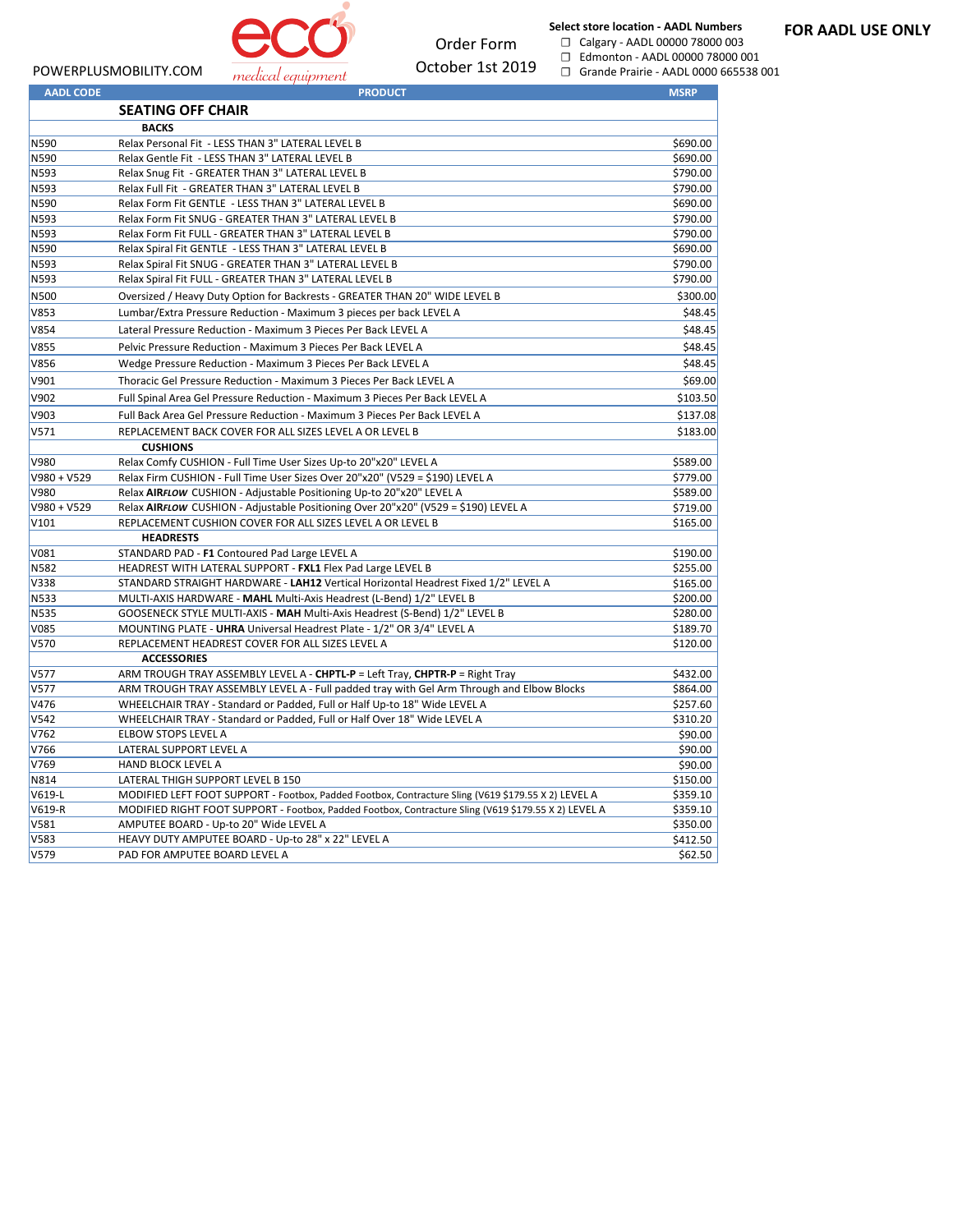POWERPLUSMOBILITY.COM

eco medical equipment

Order Form
October 1st 2019

**Select store location - AADL Numbers**

- ☐ Calgary - AADL 00000 78000 003
- ☐ Edmonton - AADL 00000 78000 001
- ☐ Grande Prairie - AADL 0000 665538 001

**FOR AADL USE ONLY**

| AADL CODE | PRODUCT | MSRP |
|---|---|---|
| | **SEATING OFF CHAIR** | |
| | **BACKS** | |
| N590 | Relax Personal Fit - LESS THAN 3" LATERAL LEVEL B | $690.00 |
| N590 | Relax Gentle Fit - LESS THAN 3" LATERAL LEVEL B | $690.00 |
| N593 | Relax Snug Fit - GREATER THAN 3" LATERAL LEVEL B | $790.00 |
| N593 | Relax Full Fit - GREATER THAN 3" LATERAL LEVEL B | $790.00 |
| N590 | Relax Form Fit GENTLE - LESS THAN 3" LATERAL LEVEL B | $690.00 |
| N593 | Relax Form Fit SNUG - GREATER THAN 3" LATERAL LEVEL B | $790.00 |
| N593 | Relax Form Fit FULL - GREATER THAN 3" LATERAL LEVEL B | $790.00 |
| N590 | Relax Spiral Fit GENTLE - LESS THAN 3" LATERAL LEVEL B | $690.00 |
| N593 | Relax Spiral Fit SNUG - GREATER THAN 3" LATERAL LEVEL B | $790.00 |
| N593 | Relax Spiral Fit FULL - GREATER THAN 3" LATERAL LEVEL B | $790.00 |
| N500 | Oversized / Heavy Duty Option for Backrests - GREATER THAN 20" WIDE LEVEL B | $300.00 |
| V853 | Lumbar/Extra Pressure Reduction - Maximum 3 pieces per back LEVEL A | $48.45 |
| V854 | Lateral Pressure Reduction - Maximum 3 Pieces Per Back LEVEL A | $48.45 |
| V855 | Pelvic Pressure Reduction - Maximum 3 Pieces Per Back LEVEL A | $48.45 |
| V856 | Wedge Pressure Reduction - Maximum 3 Pieces Per Back LEVEL A | $48.45 |
| V901 | Thoracic Gel Pressure Reduction - Maximum 3 Pieces Per Back LEVEL A | $69.00 |
| V902 | Full Spinal Area Gel Pressure Reduction - Maximum 3 Pieces Per Back LEVEL A | $103.50 |
| V903 | Full Back Area Gel Pressure Reduction - Maximum 3 Pieces Per Back LEVEL A | $137.08 |
| V571 | REPLACEMENT BACK COVER FOR ALL SIZES LEVEL A OR LEVEL B | $183.00 |
| | **CUSHIONS** | |
| V980 | Relax Comfy CUSHION - Full Time User Sizes Up-to 20"x20" LEVEL A | $589.00 |
| V980 + V529 | Relax Firm CUSHION - Full Time User Sizes Over 20"x20" (V529 = $190) LEVEL A | $779.00 |
| V980 | Relax **AIR*FLOW*** CUSHION - Adjustable Positioning Up-to 20"x20" LEVEL A | $589.00 |
| V980 + V529 | Relax **AIR*FLOW*** CUSHION - Adjustable Positioning Over 20"x20" (V529 = $190) LEVEL A | $719.00 |
| V101 | REPLACEMENT CUSHION COVER FOR ALL SIZES LEVEL A OR LEVEL B | $165.00 |
| | **HEADRESTS** | |
| V081 | STANDARD PAD - **F1** Contoured Pad Large LEVEL A | $190.00 |
| N582 | HEADREST WITH LATERAL SUPPORT - **FXL1** Flex Pad Large LEVEL B | $255.00 |
| V338 | STANDARD STRAIGHT HARDWARE - **LAH12** Vertical Horizontal Headrest Fixed 1/2" LEVEL A | $165.00 |
| N533 | MULTI-AXIS HARDWARE - **MAHL** Multi-Axis Headrest (L-Bend) 1/2" LEVEL B | $200.00 |
| N535 | GOOSENECK STYLE MULTI-AXIS - **MAH** Multi-Axis Headrest (S-Bend) 1/2" LEVEL B | $280.00 |
| V085 | MOUNTING PLATE - **UHRA** Universal Headrest Plate - 1/2" OR 3/4" LEVEL A | $189.70 |
| V570 | REPLACEMENT HEADREST COVER FOR ALL SIZES LEVEL A | $120.00 |
| | **ACCESSORIES** | |
| V577 | ARM TROUGH TRAY ASSEMBLY LEVEL A - **CHPTL-P** = Left Tray, **CHPTR-P** = Right Tray | $432.00 |
| V577 | ARM TROUGH TRAY ASSEMBLY LEVEL A - Full padded tray with Gel Arm Through and Elbow Blocks | $864.00 |
| V476 | WHEELCHAIR TRAY - Standard or Padded, Full or Half Up-to 18" Wide LEVEL A | $257.60 |
| V542 | WHEELCHAIR TRAY - Standard or Padded, Full or Half Over 18" Wide LEVEL A | $310.20 |
| V762 | ELBOW STOPS LEVEL A | $90.00 |
| V766 | LATERAL SUPPORT LEVEL A | $90.00 |
| V769 | HAND BLOCK LEVEL A | $90.00 |
| N814 | LATERAL THIGH SUPPORT LEVEL B 150 | $150.00 |
| V619-L | MODIFIED LEFT FOOT SUPPORT - Footbox, Padded Footbox, Contracture Sling (V619 $179.55 X 2) LEVEL A | $359.10 |
| V619-R | MODIFIED RIGHT FOOT SUPPORT - Footbox, Padded Footbox, Contracture Sling (V619 $179.55 X 2) LEVEL A | $359.10 |
| V581 | AMPUTEE BOARD - Up-to 20" Wide LEVEL A | $350.00 |
| V583 | HEAVY DUTY AMPUTEE BOARD - Up-to 28" x 22" LEVEL A | $412.50 |
| V579 | PAD FOR AMPUTEE BOARD LEVEL A | $62.50 |